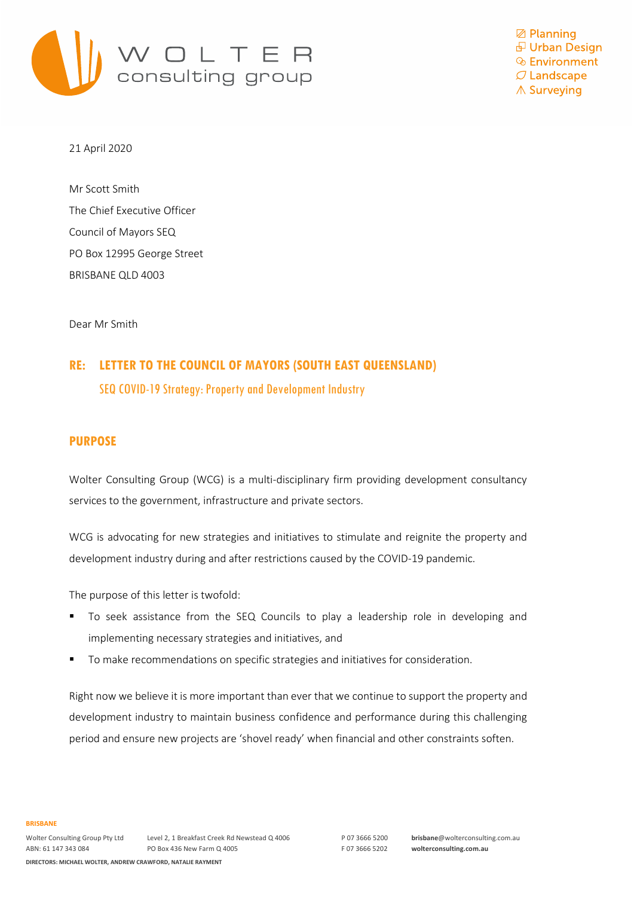21 April 2020

Mr Scott Smith
The Chief Executive Officer
Council of Mayors SEQ
PO Box 12995 George Street
BRISBANE QLD 4003

Dear Mr Smith

## RE: LETTER TO THE COUNCIL OF MAYORS (SOUTH EAST QUEENSLAND)

### SEQ COVID-19 Strategy: Property and Development Industry

## PURPOSE

Wolter Consulting Group (WCG) is a multi-disciplinary firm providing development consultancy services to the government, infrastructure and private sectors.

WCG is advocating for new strategies and initiatives to stimulate and reignite the property and development industry during and after restrictions caused by the COVID-19 pandemic.

The purpose of this letter is twofold:

- To seek assistance from the SEQ Councils to play a leadership role in developing and implementing necessary strategies and initiatives, and
- To make recommendations on specific strategies and initiatives for consideration.

Right now we believe it is more important than ever that we continue to support the property and development industry to maintain business confidence and performance during this challenging period and ensure new projects are 'shovel ready' when financial and other constraints soften.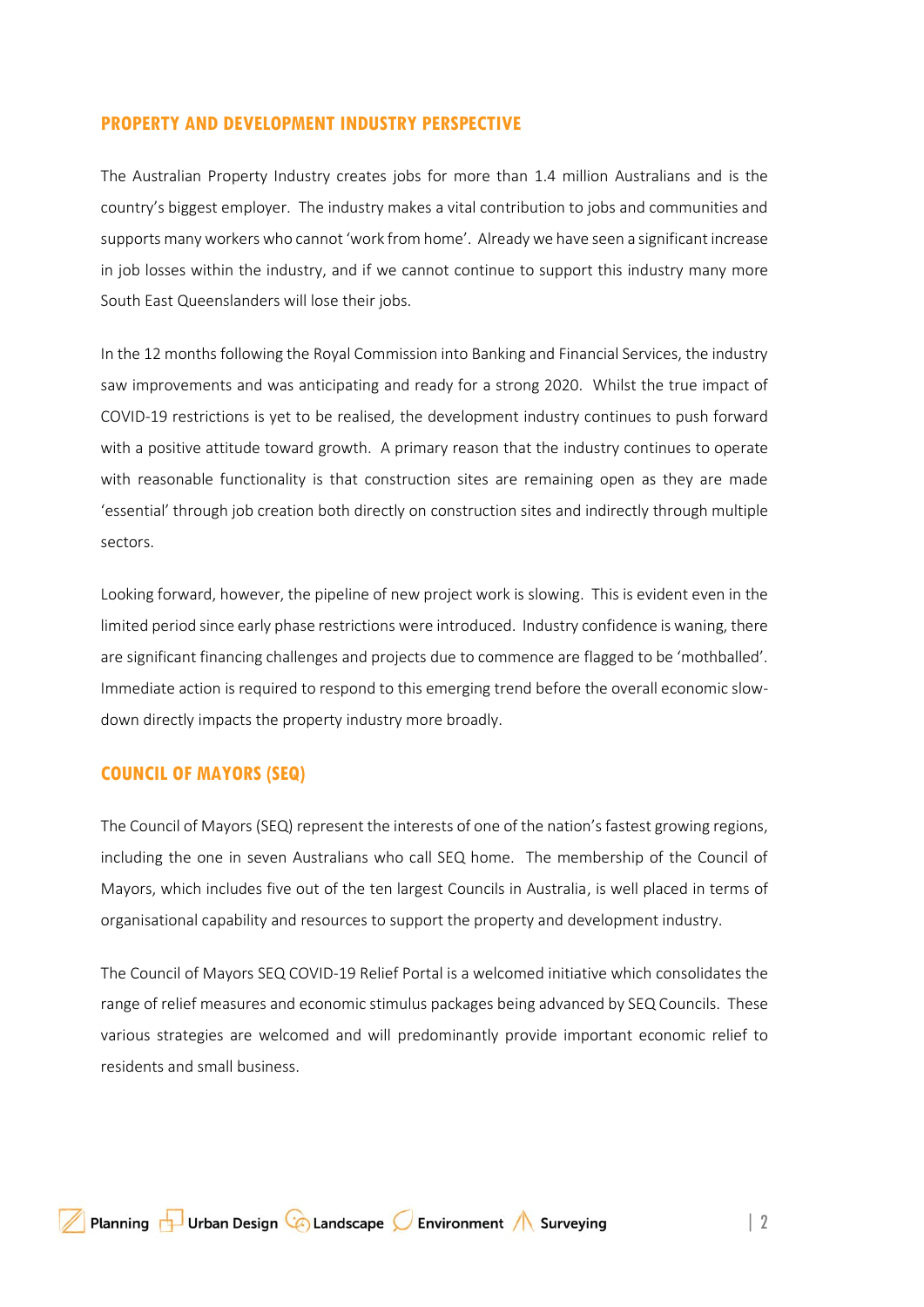## PROPERTY AND DEVELOPMENT INDUSTRY PERSPECTIVE

The Australian Property Industry creates jobs for more than 1.4 million Australians and is the country's biggest employer. The industry makes a vital contribution to jobs and communities and supports many workers who cannot 'work from home'. Already we have seen a significant increase in job losses within the industry, and if we cannot continue to support this industry many more South East Queenslanders will lose their jobs.

In the 12 months following the Royal Commission into Banking and Financial Services, the industry saw improvements and was anticipating and ready for a strong 2020. Whilst the true impact of COVID-19 restrictions is yet to be realised, the development industry continues to push forward with a positive attitude toward growth. A primary reason that the industry continues to operate with reasonable functionality is that construction sites are remaining open as they are made 'essential' through job creation both directly on construction sites and indirectly through multiple sectors.

Looking forward, however, the pipeline of new project work is slowing. This is evident even in the limited period since early phase restrictions were introduced. Industry confidence is waning, there are significant financing challenges and projects due to commence are flagged to be 'mothballed'. Immediate action is required to respond to this emerging trend before the overall economic slow-down directly impacts the property industry more broadly.

## COUNCIL OF MAYORS (SEQ)

The Council of Mayors (SEQ) represent the interests of one of the nation's fastest growing regions, including the one in seven Australians who call SEQ home. The membership of the Council of Mayors, which includes five out of the ten largest Councils in Australia, is well placed in terms of organisational capability and resources to support the property and development industry.

The Council of Mayors SEQ COVID-19 Relief Portal is a welcomed initiative which consolidates the range of relief measures and economic stimulus packages being advanced by SEQ Councils. These various strategies are welcomed and will predominantly provide important economic relief to residents and small business.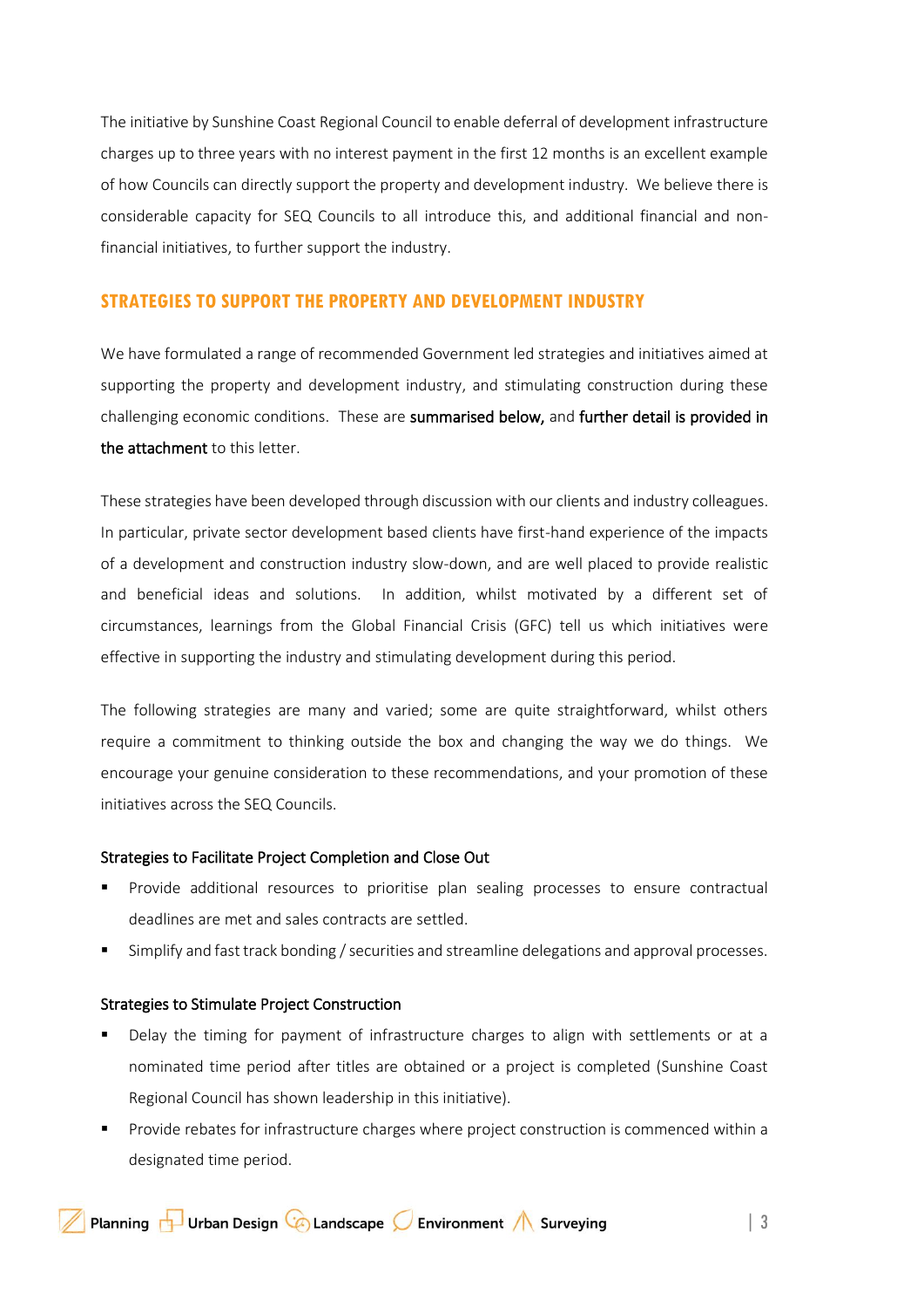The initiative by Sunshine Coast Regional Council to enable deferral of development infrastructure charges up to three years with no interest payment in the first 12 months is an excellent example of how Councils can directly support the property and development industry. We believe there is considerable capacity for SEQ Councils to all introduce this, and additional financial and non-financial initiatives, to further support the industry.

## STRATEGIES TO SUPPORT THE PROPERTY AND DEVELOPMENT INDUSTRY

We have formulated a range of recommended Government led strategies and initiatives aimed at supporting the property and development industry, and stimulating construction during these challenging economic conditions. These are **summarised below,** and **further detail is provided in the attachment** to this letter.

These strategies have been developed through discussion with our clients and industry colleagues. In particular, private sector development based clients have first-hand experience of the impacts of a development and construction industry slow-down, and are well placed to provide realistic and beneficial ideas and solutions. In addition, whilst motivated by a different set of circumstances, learnings from the Global Financial Crisis (GFC) tell us which initiatives were effective in supporting the industry and stimulating development during this period.

The following strategies are many and varied; some are quite straightforward, whilst others require a commitment to thinking outside the box and changing the way we do things. We encourage your genuine consideration to these recommendations, and your promotion of these initiatives across the SEQ Councils.

### Strategies to Facilitate Project Completion and Close Out

- Provide additional resources to prioritise plan sealing processes to ensure contractual deadlines are met and sales contracts are settled.
- Simplify and fast track bonding / securities and streamline delegations and approval processes.

### Strategies to Stimulate Project Construction

- Delay the timing for payment of infrastructure charges to align with settlements or at a nominated time period after titles are obtained or a project is completed (Sunshine Coast Regional Council has shown leadership in this initiative).
- Provide rebates for infrastructure charges where project construction is commenced within a designated time period.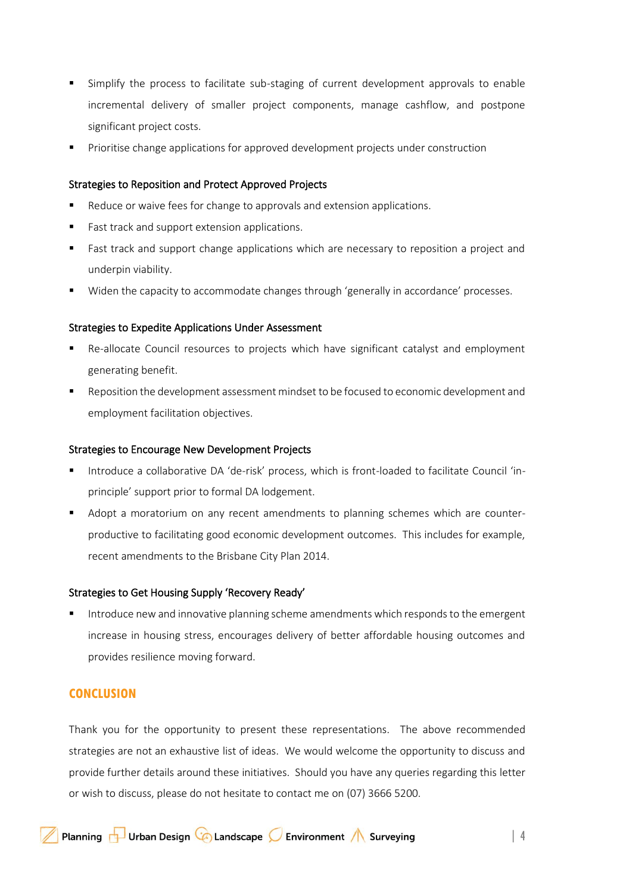- Simplify the process to facilitate sub-staging of current development approvals to enable incremental delivery of smaller project components, manage cashflow, and postpone significant project costs.
- Prioritise change applications for approved development projects under construction

### Strategies to Reposition and Protect Approved Projects

- Reduce or waive fees for change to approvals and extension applications.
- Fast track and support extension applications.
- Fast track and support change applications which are necessary to reposition a project and underpin viability.
- Widen the capacity to accommodate changes through 'generally in accordance' processes.

### Strategies to Expedite Applications Under Assessment

- Re-allocate Council resources to projects which have significant catalyst and employment generating benefit.
- Reposition the development assessment mindset to be focused to economic development and employment facilitation objectives.

### Strategies to Encourage New Development Projects

- Introduce a collaborative DA 'de-risk' process, which is front-loaded to facilitate Council 'in-principle' support prior to formal DA lodgement.
- Adopt a moratorium on any recent amendments to planning schemes which are counter-productive to facilitating good economic development outcomes. This includes for example, recent amendments to the Brisbane City Plan 2014.

### Strategies to Get Housing Supply 'Recovery Ready'

- Introduce new and innovative planning scheme amendments which responds to the emergent increase in housing stress, encourages delivery of better affordable housing outcomes and provides resilience moving forward.

## CONCLUSION

Thank you for the opportunity to present these representations. The above recommended strategies are not an exhaustive list of ideas. We would welcome the opportunity to discuss and provide further details around these initiatives. Should you have any queries regarding this letter or wish to discuss, please do not hesitate to contact me on (07) 3666 5200.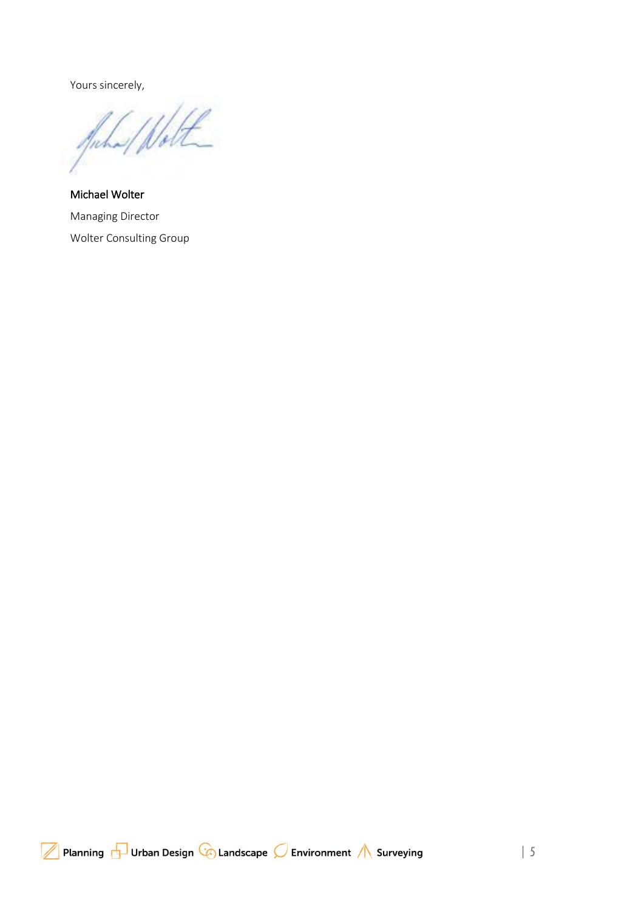Yours sincerely,

Michael Wolter

Managing Director

Wolter Consulting Group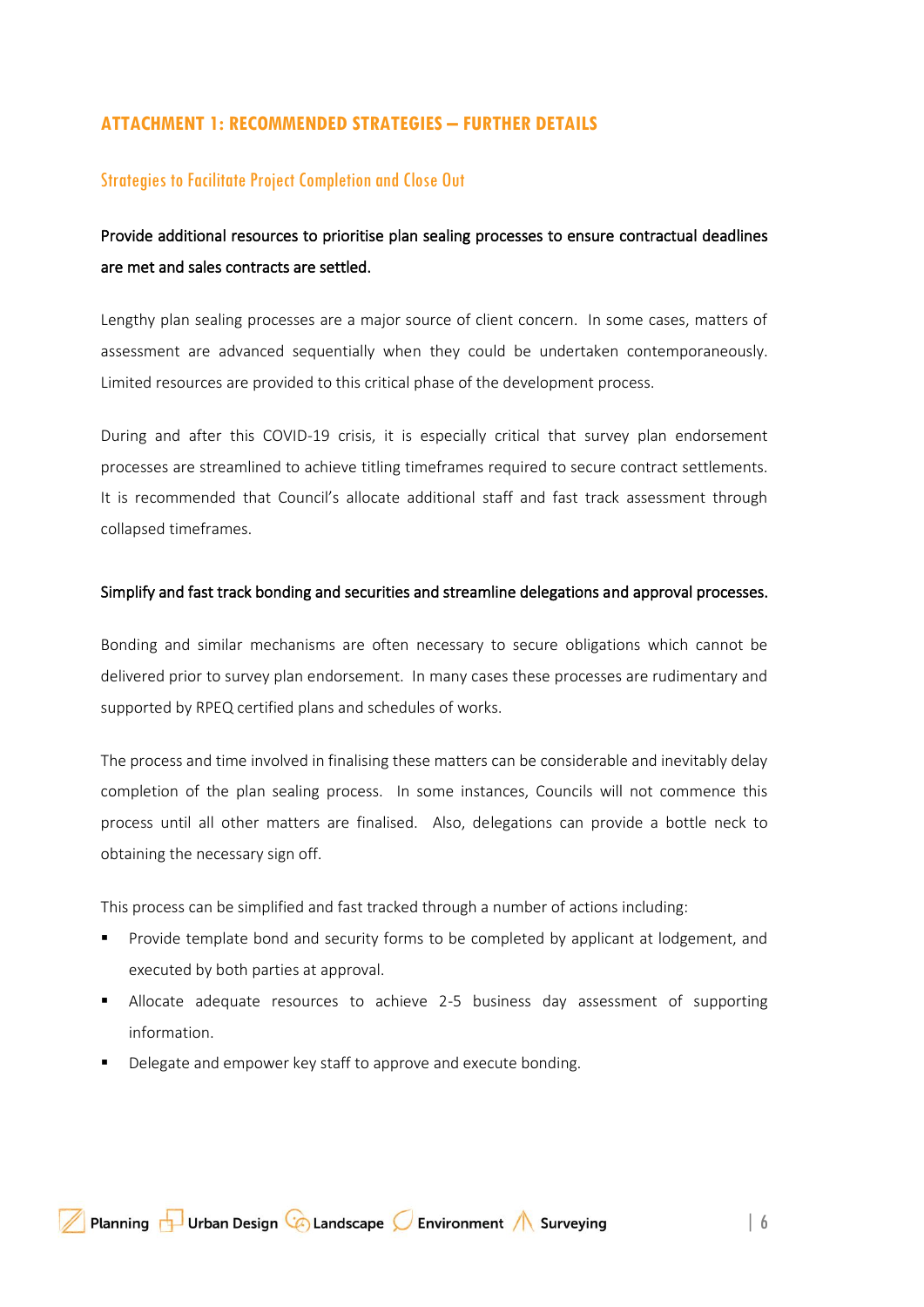## ATTACHMENT 1: RECOMMENDED STRATEGIES – FURTHER DETAILS

### Strategies to Facilitate Project Completion and Close Out

Provide additional resources to prioritise plan sealing processes to ensure contractual deadlines are met and sales contracts are settled.

Lengthy plan sealing processes are a major source of client concern. In some cases, matters of assessment are advanced sequentially when they could be undertaken contemporaneously. Limited resources are provided to this critical phase of the development process.

During and after this COVID-19 crisis, it is especially critical that survey plan endorsement processes are streamlined to achieve titling timeframes required to secure contract settlements. It is recommended that Council's allocate additional staff and fast track assessment through collapsed timeframes.

Simplify and fast track bonding and securities and streamline delegations and approval processes.

Bonding and similar mechanisms are often necessary to secure obligations which cannot be delivered prior to survey plan endorsement. In many cases these processes are rudimentary and supported by RPEQ certified plans and schedules of works.

The process and time involved in finalising these matters can be considerable and inevitably delay completion of the plan sealing process. In some instances, Councils will not commence this process until all other matters are finalised. Also, delegations can provide a bottle neck to obtaining the necessary sign off.

This process can be simplified and fast tracked through a number of actions including:

- Provide template bond and security forms to be completed by applicant at lodgement, and executed by both parties at approval.
- Allocate adequate resources to achieve 2-5 business day assessment of supporting information.
- Delegate and empower key staff to approve and execute bonding.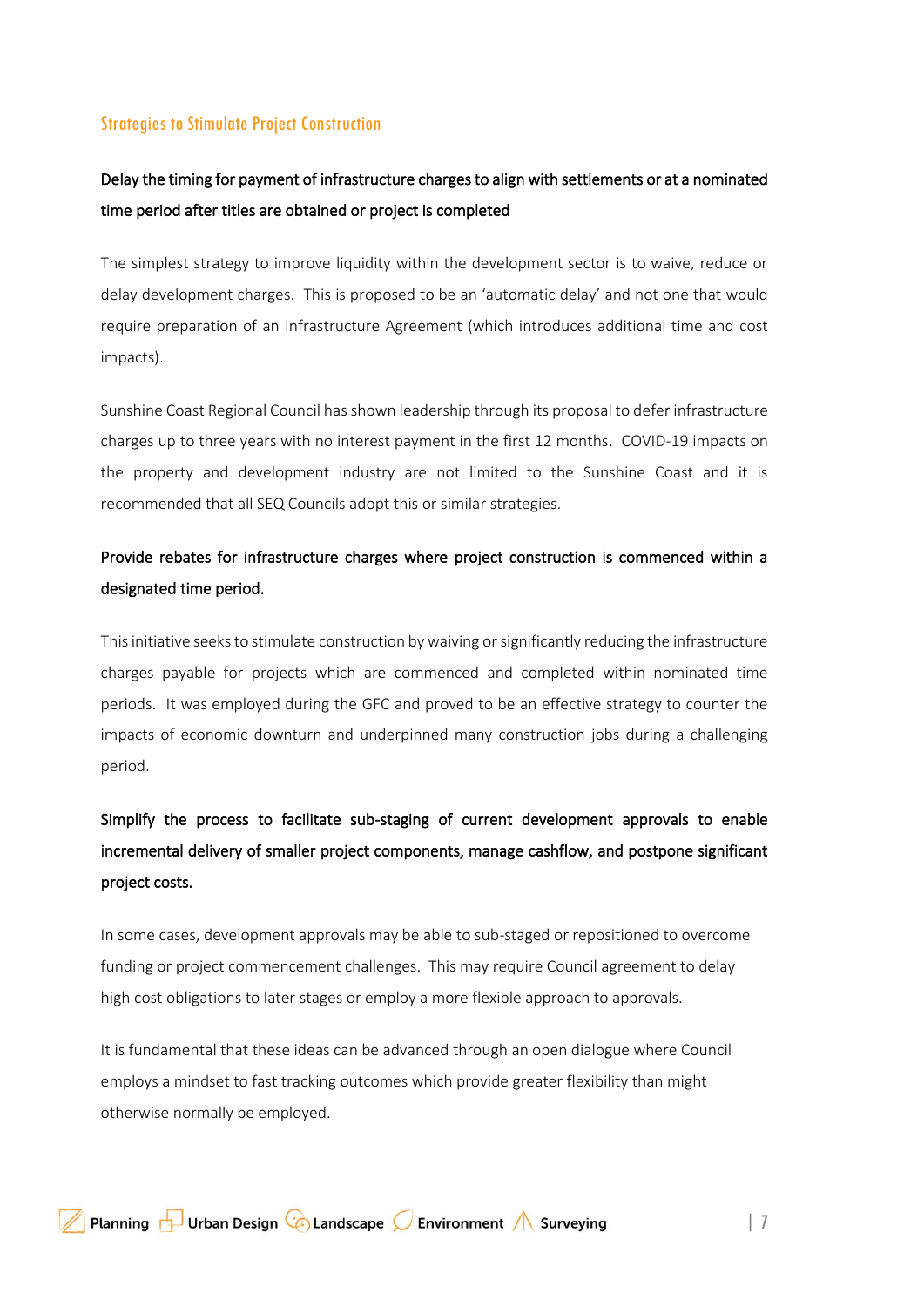## Strategies to Stimulate Project Construction

**Delay the timing for payment of infrastructure charges to align with settlements or at a nominated time period after titles are obtained or project is completed**

The simplest strategy to improve liquidity within the development sector is to waive, reduce or delay development charges. This is proposed to be an 'automatic delay' and not one that would require preparation of an Infrastructure Agreement (which introduces additional time and cost impacts).

Sunshine Coast Regional Council has shown leadership through its proposal to defer infrastructure charges up to three years with no interest payment in the first 12 months. COVID-19 impacts on the property and development industry are not limited to the Sunshine Coast and it is recommended that all SEQ Councils adopt this or similar strategies.

**Provide rebates for infrastructure charges where project construction is commenced within a designated time period.**

This initiative seeks to stimulate construction by waiving or significantly reducing the infrastructure charges payable for projects which are commenced and completed within nominated time periods. It was employed during the GFC and proved to be an effective strategy to counter the impacts of economic downturn and underpinned many construction jobs during a challenging period.

**Simplify the process to facilitate sub-staging of current development approvals to enable incremental delivery of smaller project components, manage cashflow, and postpone significant project costs.**

In some cases, development approvals may be able to sub-staged or repositioned to overcome funding or project commencement challenges. This may require Council agreement to delay high cost obligations to later stages or employ a more flexible approach to approvals.

It is fundamental that these ideas can be advanced through an open dialogue where Council employs a mindset to fast tracking outcomes which provide greater flexibility than might otherwise normally be employed.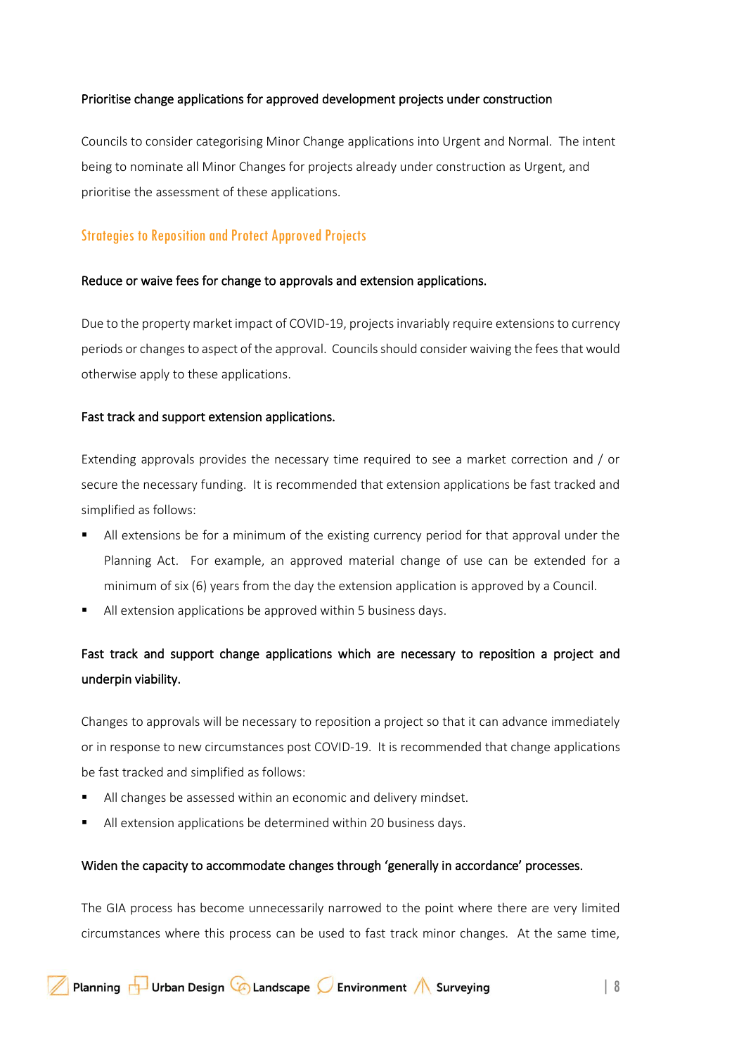**Prioritise change applications for approved development projects under construction**

Councils to consider categorising Minor Change applications into Urgent and Normal. The intent being to nominate all Minor Changes for projects already under construction as Urgent, and prioritise the assessment of these applications.

## Strategies to Reposition and Protect Approved Projects

**Reduce or waive fees for change to approvals and extension applications.**

Due to the property market impact of COVID-19, projects invariably require extensions to currency periods or changes to aspect of the approval. Councils should consider waiving the fees that would otherwise apply to these applications.

**Fast track and support extension applications.**

Extending approvals provides the necessary time required to see a market correction and / or secure the necessary funding. It is recommended that extension applications be fast tracked and simplified as follows:

- All extensions be for a minimum of the existing currency period for that approval under the Planning Act. For example, an approved material change of use can be extended for a minimum of six (6) years from the day the extension application is approved by a Council.
- All extension applications be approved within 5 business days.

**Fast track and support change applications which are necessary to reposition a project and underpin viability.**

Changes to approvals will be necessary to reposition a project so that it can advance immediately or in response to new circumstances post COVID-19. It is recommended that change applications be fast tracked and simplified as follows:

- All changes be assessed within an economic and delivery mindset.
- All extension applications be determined within 20 business days.

**Widen the capacity to accommodate changes through 'generally in accordance' processes.**

The GIA process has become unnecessarily narrowed to the point where there are very limited circumstances where this process can be used to fast track minor changes. At the same time,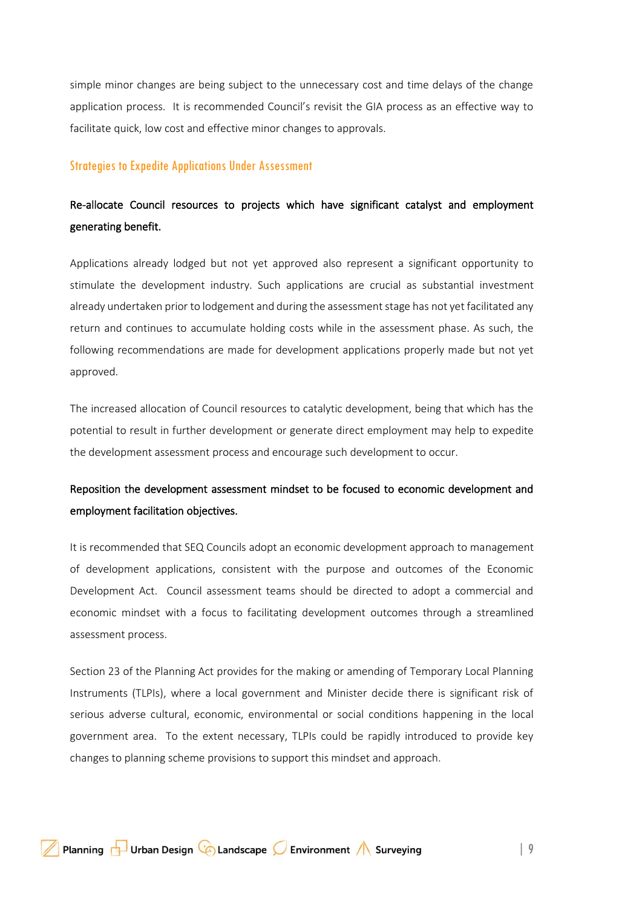simple minor changes are being subject to the unnecessary cost and time delays of the change application process. It is recommended Council's revisit the GIA process as an effective way to facilitate quick, low cost and effective minor changes to approvals.

## Strategies to Expedite Applications Under Assessment

### Re-allocate Council resources to projects which have significant catalyst and employment generating benefit.

Applications already lodged but not yet approved also represent a significant opportunity to stimulate the development industry. Such applications are crucial as substantial investment already undertaken prior to lodgement and during the assessment stage has not yet facilitated any return and continues to accumulate holding costs while in the assessment phase. As such, the following recommendations are made for development applications properly made but not yet approved.

The increased allocation of Council resources to catalytic development, being that which has the potential to result in further development or generate direct employment may help to expedite the development assessment process and encourage such development to occur.

### Reposition the development assessment mindset to be focused to economic development and employment facilitation objectives.

It is recommended that SEQ Councils adopt an economic development approach to management of development applications, consistent with the purpose and outcomes of the Economic Development Act. Council assessment teams should be directed to adopt a commercial and economic mindset with a focus to facilitating development outcomes through a streamlined assessment process.

Section 23 of the Planning Act provides for the making or amending of Temporary Local Planning Instruments (TLPIs), where a local government and Minister decide there is significant risk of serious adverse cultural, economic, environmental or social conditions happening in the local government area. To the extent necessary, TLPIs could be rapidly introduced to provide key changes to planning scheme provisions to support this mindset and approach.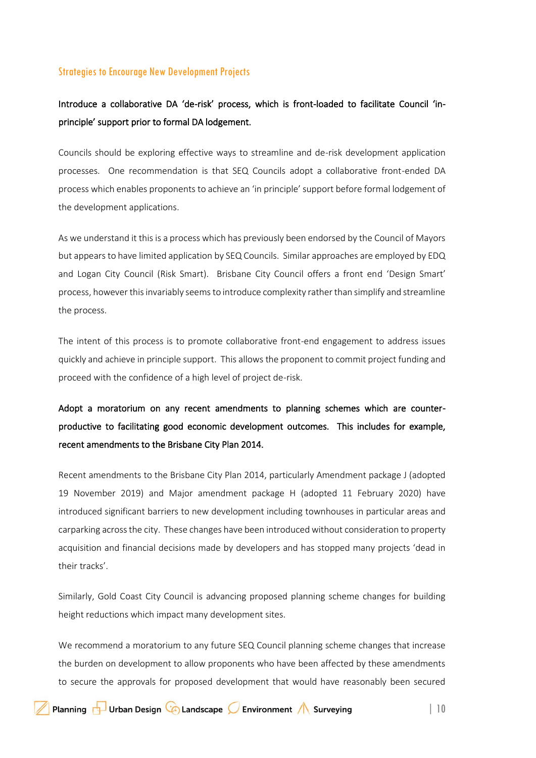## Strategies to Encourage New Development Projects

**Introduce a collaborative DA 'de-risk' process, which is front-loaded to facilitate Council 'in-principle' support prior to formal DA lodgement.**

Councils should be exploring effective ways to streamline and de-risk development application processes. One recommendation is that SEQ Councils adopt a collaborative front-ended DA process which enables proponents to achieve an 'in principle' support before formal lodgement of the development applications.

As we understand it this is a process which has previously been endorsed by the Council of Mayors but appears to have limited application by SEQ Councils. Similar approaches are employed by EDQ and Logan City Council (Risk Smart). Brisbane City Council offers a front end 'Design Smart' process, however this invariably seems to introduce complexity rather than simplify and streamline the process.

The intent of this process is to promote collaborative front-end engagement to address issues quickly and achieve in principle support. This allows the proponent to commit project funding and proceed with the confidence of a high level of project de-risk.

**Adopt a moratorium on any recent amendments to planning schemes which are counter-productive to facilitating good economic development outcomes. This includes for example, recent amendments to the Brisbane City Plan 2014.**

Recent amendments to the Brisbane City Plan 2014, particularly Amendment package J (adopted 19 November 2019) and Major amendment package H (adopted 11 February 2020) have introduced significant barriers to new development including townhouses in particular areas and carparking across the city. These changes have been introduced without consideration to property acquisition and financial decisions made by developers and has stopped many projects 'dead in their tracks'.

Similarly, Gold Coast City Council is advancing proposed planning scheme changes for building height reductions which impact many development sites.

We recommend a moratorium to any future SEQ Council planning scheme changes that increase the burden on development to allow proponents who have been affected by these amendments to secure the approvals for proposed development that would have reasonably been secured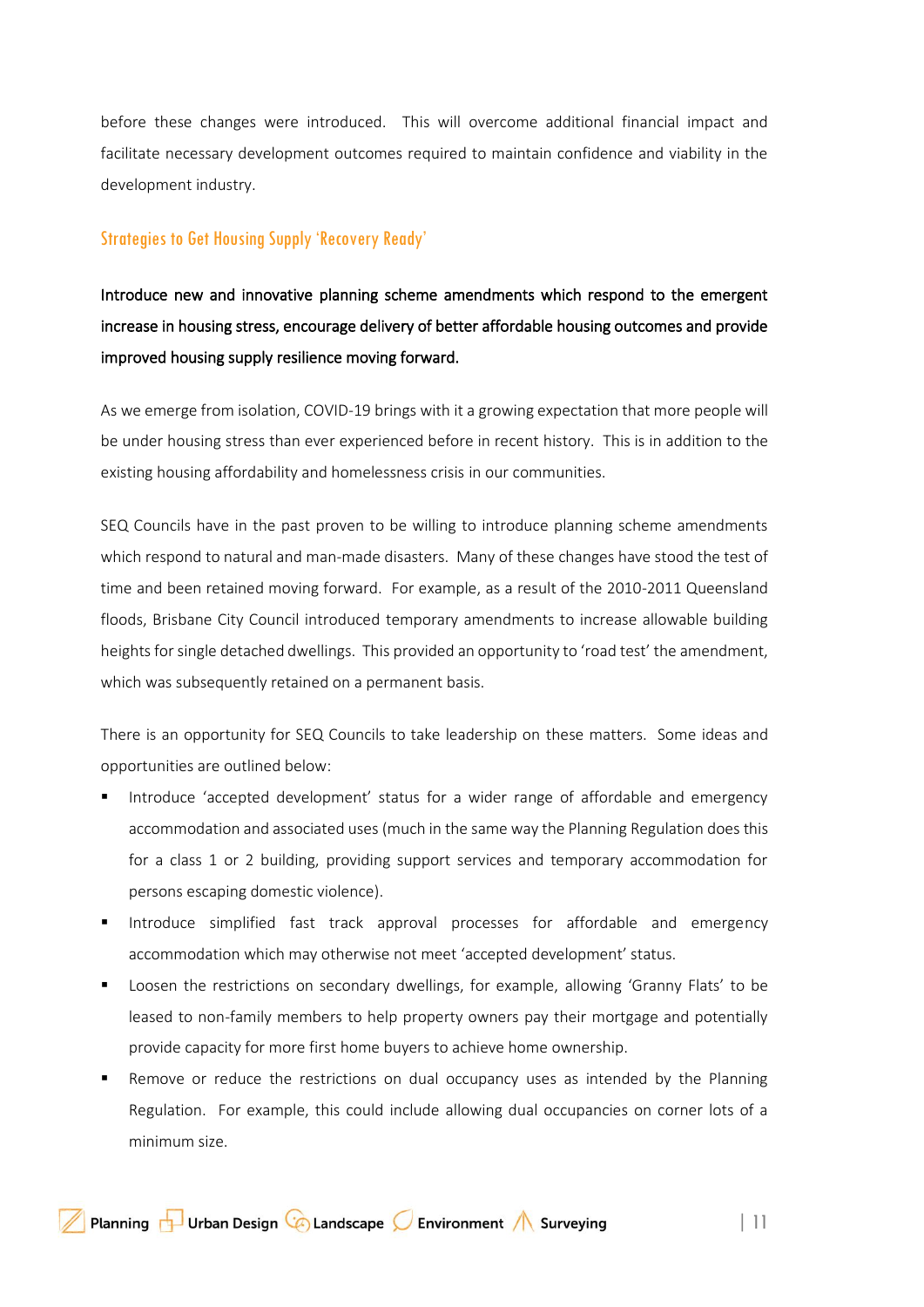before these changes were introduced. This will overcome additional financial impact and facilitate necessary development outcomes required to maintain confidence and viability in the development industry.

## Strategies to Get Housing Supply 'Recovery Ready'

**Introduce new and innovative planning scheme amendments which respond to the emergent increase in housing stress, encourage delivery of better affordable housing outcomes and provide improved housing supply resilience moving forward.**

As we emerge from isolation, COVID-19 brings with it a growing expectation that more people will be under housing stress than ever experienced before in recent history. This is in addition to the existing housing affordability and homelessness crisis in our communities.

SEQ Councils have in the past proven to be willing to introduce planning scheme amendments which respond to natural and man-made disasters. Many of these changes have stood the test of time and been retained moving forward. For example, as a result of the 2010-2011 Queensland floods, Brisbane City Council introduced temporary amendments to increase allowable building heights for single detached dwellings. This provided an opportunity to 'road test' the amendment, which was subsequently retained on a permanent basis.

There is an opportunity for SEQ Councils to take leadership on these matters. Some ideas and opportunities are outlined below:

- Introduce 'accepted development' status for a wider range of affordable and emergency accommodation and associated uses (much in the same way the Planning Regulation does this for a class 1 or 2 building, providing support services and temporary accommodation for persons escaping domestic violence).
- Introduce simplified fast track approval processes for affordable and emergency accommodation which may otherwise not meet 'accepted development' status.
- Loosen the restrictions on secondary dwellings, for example, allowing 'Granny Flats' to be leased to non-family members to help property owners pay their mortgage and potentially provide capacity for more first home buyers to achieve home ownership.
- Remove or reduce the restrictions on dual occupancy uses as intended by the Planning Regulation. For example, this could include allowing dual occupancies on corner lots of a minimum size.